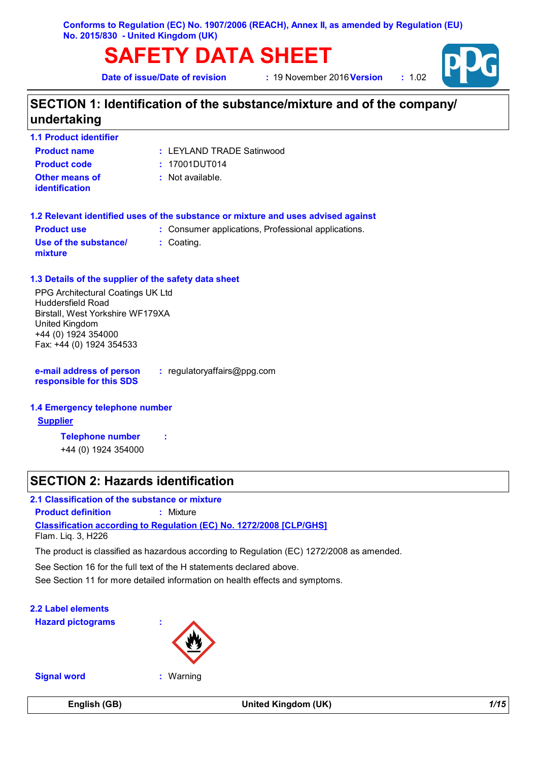Conforms to Regulation (EC) No. 1907/2006 (REACH), Annex II, as amended by Regulation (EU) No. 2015/830 - United Kingdom (UK)

# SAFETY DATA SHEET

**Date of issue/Date of revision** : 19 November 2016 **Version** : 1.02

## SECTION 1: Identification of the substance/mixture and of the company/ undertaking

### 1.1 Product identifier

**Product name** : LEYLAND TRADE Satinwood

**Product code** : 17001DUT014

**Other means of identification** : Not available.

### 1.2 Relevant identified uses of the substance or mixture and uses advised against

**Product use** : Consumer applications, Professional applications.

**Use of the substance/ mixture** : Coating.

### 1.3 Details of the supplier of the safety data sheet

PPG Architectural Coatings UK Ltd
Huddersfield Road
Birstall, West Yorkshire WF179XA
United Kingdom
+44 (0) 1924 354000
Fax: +44 (0) 1924 354533

**e-mail address of person responsible for this SDS** : regulatoryaffairs@ppg.com

### 1.4 Emergency telephone number

**Supplier**

**Telephone number** :
+44 (0) 1924 354000

## SECTION 2: Hazards identification

### 2.1 Classification of the substance or mixture

**Product definition** : Mixture

**Classification according to Regulation (EC) No. 1272/2008 [CLP/GHS]**

Flam. Liq. 3, H226

The product is classified as hazardous according to Regulation (EC) 1272/2008 as amended.

See Section 16 for the full text of the H statements declared above.

See Section 11 for more detailed information on health effects and symptoms.

### 2.2 Label elements

**Hazard pictograms** :

**Signal word** : Warning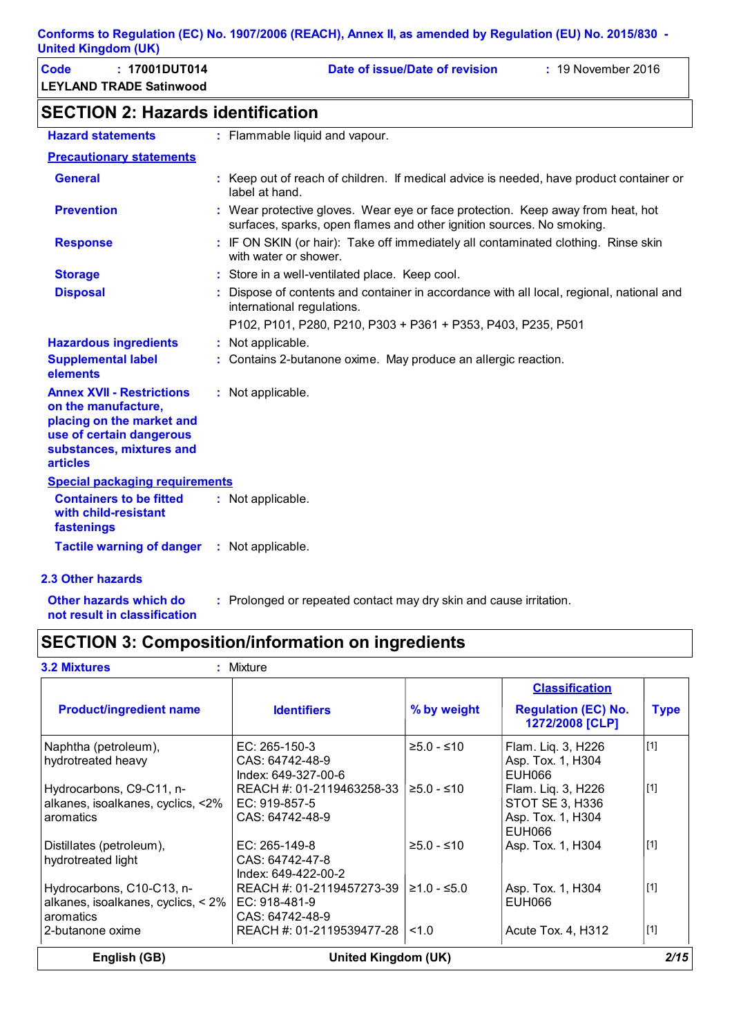Conforms to Regulation (EC) No. 1907/2006 (REACH), Annex II, as amended by Regulation (EU) No. 2015/830 - United Kingdom (UK)

| Code : 17001DUT014 | Date of issue/Date of revision : 19 November 2016 |
|---|---|
| LEYLAND TRADE Satinwood | |

## SECTION 2: Hazards identification

**Hazard statements** : Flammable liquid and vapour.

**Precautionary statements**

**General** : Keep out of reach of children. If medical advice is needed, have product container or label at hand.

**Prevention** : Wear protective gloves. Wear eye or face protection. Keep away from heat, hot surfaces, sparks, open flames and other ignition sources. No smoking.

**Response** : IF ON SKIN (or hair): Take off immediately all contaminated clothing. Rinse skin with water or shower.

**Storage** : Store in a well-ventilated place. Keep cool.

**Disposal** : Dispose of contents and container in accordance with all local, regional, national and international regulations.

P102, P101, P280, P210, P303 + P361 + P353, P403, P235, P501

**Hazardous ingredients** : Not applicable.

**Supplemental label elements** : Contains 2-butanone oxime. May produce an allergic reaction.

**Annex XVII - Restrictions on the manufacture, placing on the market and use of certain dangerous substances, mixtures and articles** : Not applicable.

**Special packaging requirements**

**Containers to be fitted with child-resistant fastenings** : Not applicable.

**Tactile warning of danger** : Not applicable.

### 2.3 Other hazards

**Other hazards which do not result in classification** : Prolonged or repeated contact may dry skin and cause irritation.

## SECTION 3: Composition/information on ingredients

**3.2 Mixtures** : Mixture

| Product/ingredient name | Identifiers | % by weight | Classification Regulation (EC) No. 1272/2008 [CLP] | Type |
|---|---|---|---|---|
| Naphtha (petroleum), hydrotreated heavy | EC: 265-150-3<br>CAS: 64742-48-9<br>Index: 649-327-00-6 | ≥5.0 - ≤10 | Flam. Liq. 3, H226<br>Asp. Tox. 1, H304<br>EUH066 | [1] |
| Hydrocarbons, C9-C11, n-alkanes, isoalkanes, cyclics, <2% aromatics | REACH #: 01-2119463258-33<br>EC: 919-857-5<br>CAS: 64742-48-9 | ≥5.0 - ≤10 | Flam. Liq. 3, H226<br>STOT SE 3, H336<br>Asp. Tox. 1, H304<br>EUH066 | [1] |
| Distillates (petroleum), hydrotreated light | EC: 265-149-8<br>CAS: 64742-47-8<br>Index: 649-422-00-2 | ≥5.0 - ≤10 | Asp. Tox. 1, H304 | [1] |
| Hydrocarbons, C10-C13, n-alkanes, isoalkanes, cyclics, < 2% aromatics | REACH #: 01-2119457273-39<br>EC: 918-481-9<br>CAS: 64742-48-9 | ≥1.0 - ≤5.0 | Asp. Tox. 1, H304<br>EUH066 | [1] |
| 2-butanone oxime | REACH #: 01-2119539477-28 | <1.0 | Acute Tox. 4, H312 | [1] |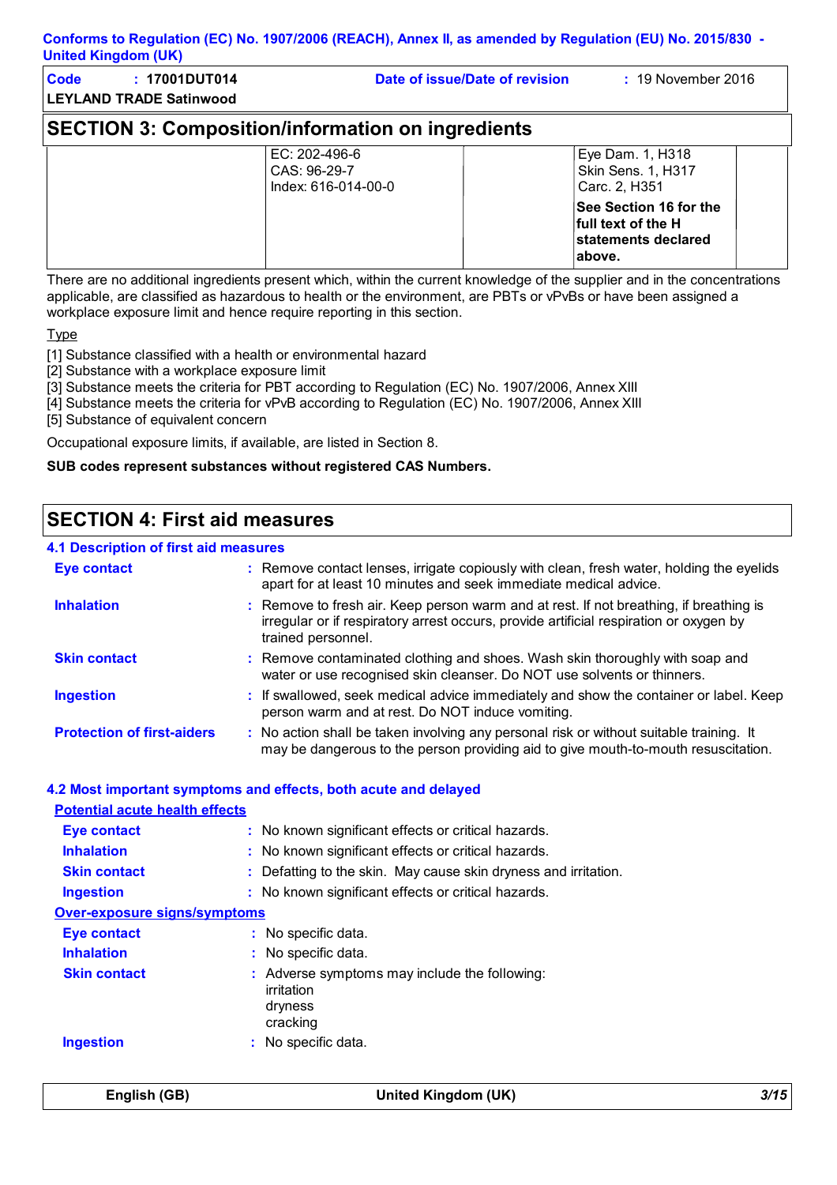## SECTION 3: Composition/information on ingredients

| | | | | |
|---|---|---|---|---|
| | EC: 202-496-6<br>CAS: 96-29-7<br>Index: 616-014-00-0 | | Eye Dam. 1, H318<br>Skin Sens. 1, H317<br>Carc. 2, H351 | |
| | | | **See Section 16 for the full text of the H statements declared above.** | |

There are no additional ingredients present which, within the current knowledge of the supplier and in the concentrations applicable, are classified as hazardous to health or the environment, are PBTs or vPvBs or have been assigned a workplace exposure limit and hence require reporting in this section.

Type

[1] Substance classified with a health or environmental hazard
[2] Substance with a workplace exposure limit
[3] Substance meets the criteria for PBT according to Regulation (EC) No. 1907/2006, Annex XIII
[4] Substance meets the criteria for vPvB according to Regulation (EC) No. 1907/2006, Annex XIII
[5] Substance of equivalent concern

Occupational exposure limits, if available, are listed in Section 8.

**SUB codes represent substances without registered CAS Numbers.**

## SECTION 4: First aid measures

### 4.1 Description of first aid measures

**Eye contact** : Remove contact lenses, irrigate copiously with clean, fresh water, holding the eyelids apart for at least 10 minutes and seek immediate medical advice.

**Inhalation** : Remove to fresh air. Keep person warm and at rest. If not breathing, if breathing is irregular or if respiratory arrest occurs, provide artificial respiration or oxygen by trained personnel.

**Skin contact** : Remove contaminated clothing and shoes. Wash skin thoroughly with soap and water or use recognised skin cleanser. Do NOT use solvents or thinners.

**Ingestion** : If swallowed, seek medical advice immediately and show the container or label. Keep person warm and at rest. Do NOT induce vomiting.

**Protection of first-aiders** : No action shall be taken involving any personal risk or without suitable training. It may be dangerous to the person providing aid to give mouth-to-mouth resuscitation.

### 4.2 Most important symptoms and effects, both acute and delayed

**Potential acute health effects**

**Eye contact** : No known significant effects or critical hazards.

**Inhalation** : No known significant effects or critical hazards.

**Skin contact** : Defatting to the skin. May cause skin dryness and irritation.

**Ingestion** : No known significant effects or critical hazards.

**Over-exposure signs/symptoms**

**Eye contact** : No specific data.

**Inhalation** : No specific data.

**Skin contact** : Adverse symptoms may include the following:
irritation
dryness
cracking

**Ingestion** : No specific data.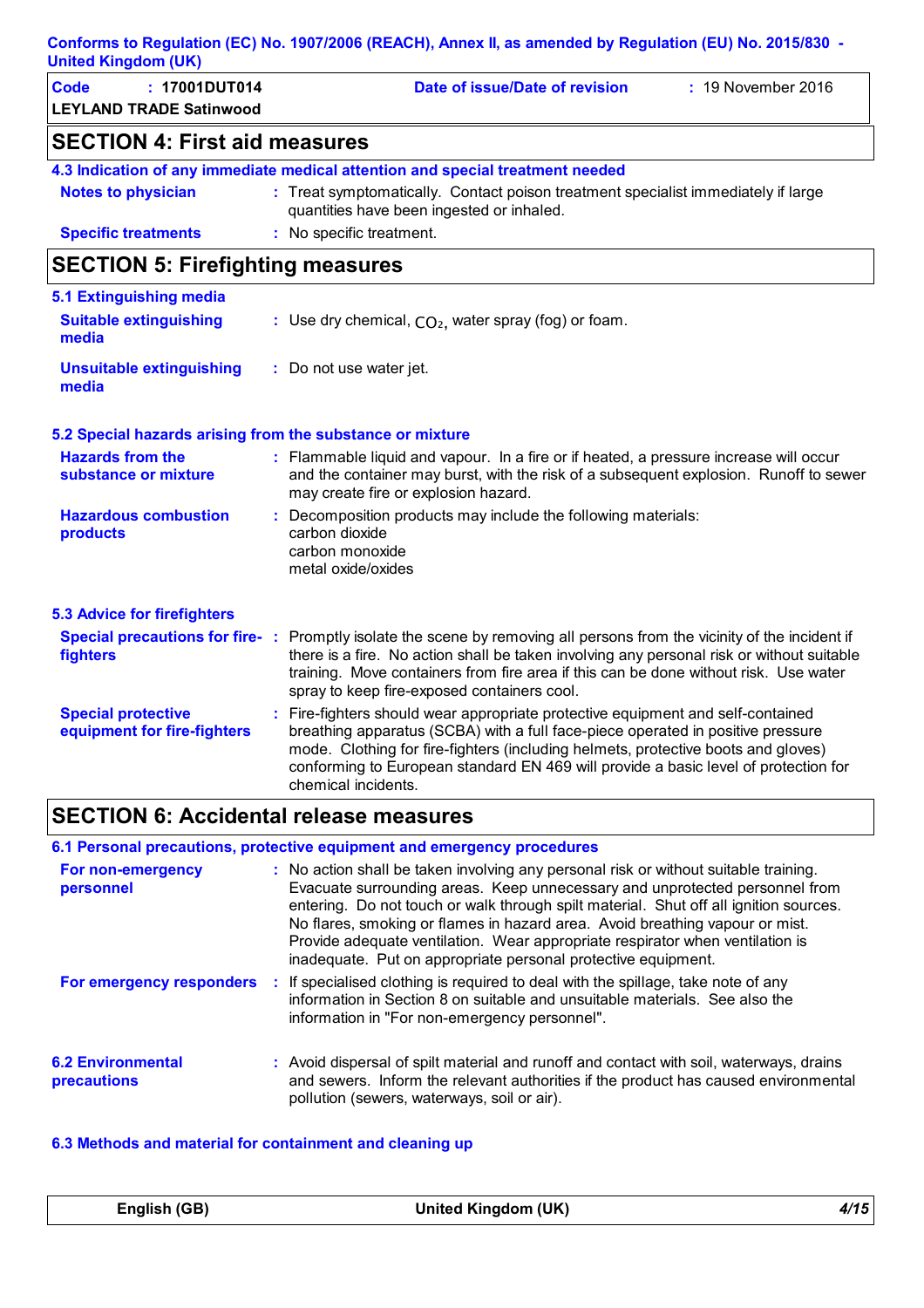## SECTION 4: First aid measures

### 4.3 Indication of any immediate medical attention and special treatment needed

**Notes to physician** : Treat symptomatically. Contact poison treatment specialist immediately if large quantities have been ingested or inhaled.

**Specific treatments** : No specific treatment.

## SECTION 5: Firefighting measures

### 5.1 Extinguishing media

**Suitable extinguishing media** : Use dry chemical, $CO_2$, water spray (fog) or foam.

**Unsuitable extinguishing media** : Do not use water jet.

### 5.2 Special hazards arising from the substance or mixture

**Hazards from the substance or mixture** : Flammable liquid and vapour. In a fire or if heated, a pressure increase will occur and the container may burst, with the risk of a subsequent explosion. Runoff to sewer may create fire or explosion hazard.

**Hazardous combustion products** : Decomposition products may include the following materials:
carbon dioxide
carbon monoxide
metal oxide/oxides

### 5.3 Advice for firefighters

**Special precautions for fire-fighters** : Promptly isolate the scene by removing all persons from the vicinity of the incident if there is a fire. No action shall be taken involving any personal risk or without suitable training. Move containers from fire area if this can be done without risk. Use water spray to keep fire-exposed containers cool.

**Special protective equipment for fire-fighters** : Fire-fighters should wear appropriate protective equipment and self-contained breathing apparatus (SCBA) with a full face-piece operated in positive pressure mode. Clothing for fire-fighters (including helmets, protective boots and gloves) conforming to European standard EN 469 will provide a basic level of protection for chemical incidents.

## SECTION 6: Accidental release measures

### 6.1 Personal precautions, protective equipment and emergency procedures

**For non-emergency personnel** : No action shall be taken involving any personal risk or without suitable training. Evacuate surrounding areas. Keep unnecessary and unprotected personnel from entering. Do not touch or walk through spilt material. Shut off all ignition sources. No flares, smoking or flames in hazard area. Avoid breathing vapour or mist. Provide adequate ventilation. Wear appropriate respirator when ventilation is inadequate. Put on appropriate personal protective equipment.

**For emergency responders** : If specialised clothing is required to deal with the spillage, take note of any information in Section 8 on suitable and unsuitable materials. See also the information in "For non-emergency personnel".

### 6.2 Environmental precautions

: Avoid dispersal of spilt material and runoff and contact with soil, waterways, drains and sewers. Inform the relevant authorities if the product has caused environmental pollution (sewers, waterways, soil or air).

### 6.3 Methods and material for containment and cleaning up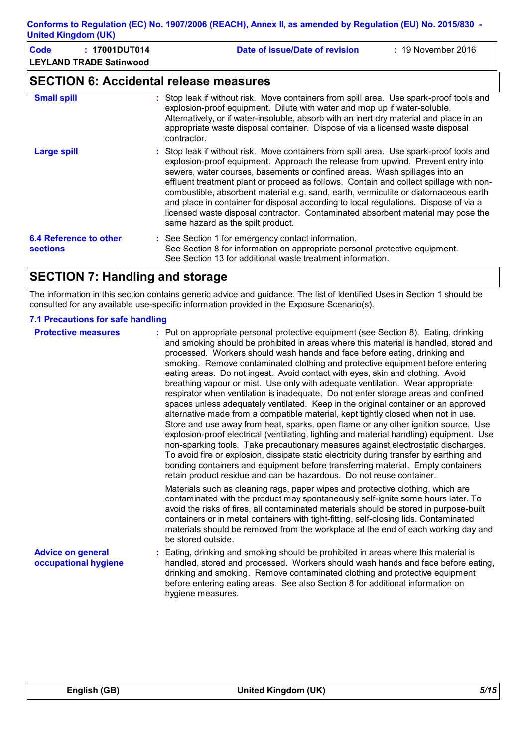## SECTION 6: Accidental release measures

**Small spill** : Stop leak if without risk. Move containers from spill area. Use spark-proof tools and explosion-proof equipment. Dilute with water and mop up if water-soluble. Alternatively, or if water-insoluble, absorb with an inert dry material and place in an appropriate waste disposal container. Dispose of via a licensed waste disposal contractor.

**Large spill** : Stop leak if without risk. Move containers from spill area. Use spark-proof tools and explosion-proof equipment. Approach the release from upwind. Prevent entry into sewers, water courses, basements or confined areas. Wash spillages into an effluent treatment plant or proceed as follows. Contain and collect spillage with non-combustible, absorbent material e.g. sand, earth, vermiculite or diatomaceous earth and place in container for disposal according to local regulations. Dispose of via a licensed waste disposal contractor. Contaminated absorbent material may pose the same hazard as the spilt product.

**6.4 Reference to other sections** : See Section 1 for emergency contact information.
See Section 8 for information on appropriate personal protective equipment.
See Section 13 for additional waste treatment information.

## SECTION 7: Handling and storage

The information in this section contains generic advice and guidance. The list of Identified Uses in Section 1 should be consulted for any available use-specific information provided in the Exposure Scenario(s).

### 7.1 Precautions for safe handling

**Protective measures** : Put on appropriate personal protective equipment (see Section 8). Eating, drinking and smoking should be prohibited in areas where this material is handled, stored and processed. Workers should wash hands and face before eating, drinking and smoking. Remove contaminated clothing and protective equipment before entering eating areas. Do not ingest. Avoid contact with eyes, skin and clothing. Avoid breathing vapour or mist. Use only with adequate ventilation. Wear appropriate respirator when ventilation is inadequate. Do not enter storage areas and confined spaces unless adequately ventilated. Keep in the original container or an approved alternative made from a compatible material, kept tightly closed when not in use. Store and use away from heat, sparks, open flame or any other ignition source. Use explosion-proof electrical (ventilating, lighting and material handling) equipment. Use non-sparking tools. Take precautionary measures against electrostatic discharges. To avoid fire or explosion, dissipate static electricity during transfer by earthing and bonding containers and equipment before transferring material. Empty containers retain product residue and can be hazardous. Do not reuse container.

Materials such as cleaning rags, paper wipes and protective clothing, which are contaminated with the product may spontaneously self-ignite some hours later. To avoid the risks of fires, all contaminated materials should be stored in purpose-built containers or in metal containers with tight-fitting, self-closing lids. Contaminated materials should be removed from the workplace at the end of each working day and be stored outside.

**Advice on general occupational hygiene** : Eating, drinking and smoking should be prohibited in areas where this material is handled, stored and processed. Workers should wash hands and face before eating, drinking and smoking. Remove contaminated clothing and protective equipment before entering eating areas. See also Section 8 for additional information on hygiene measures.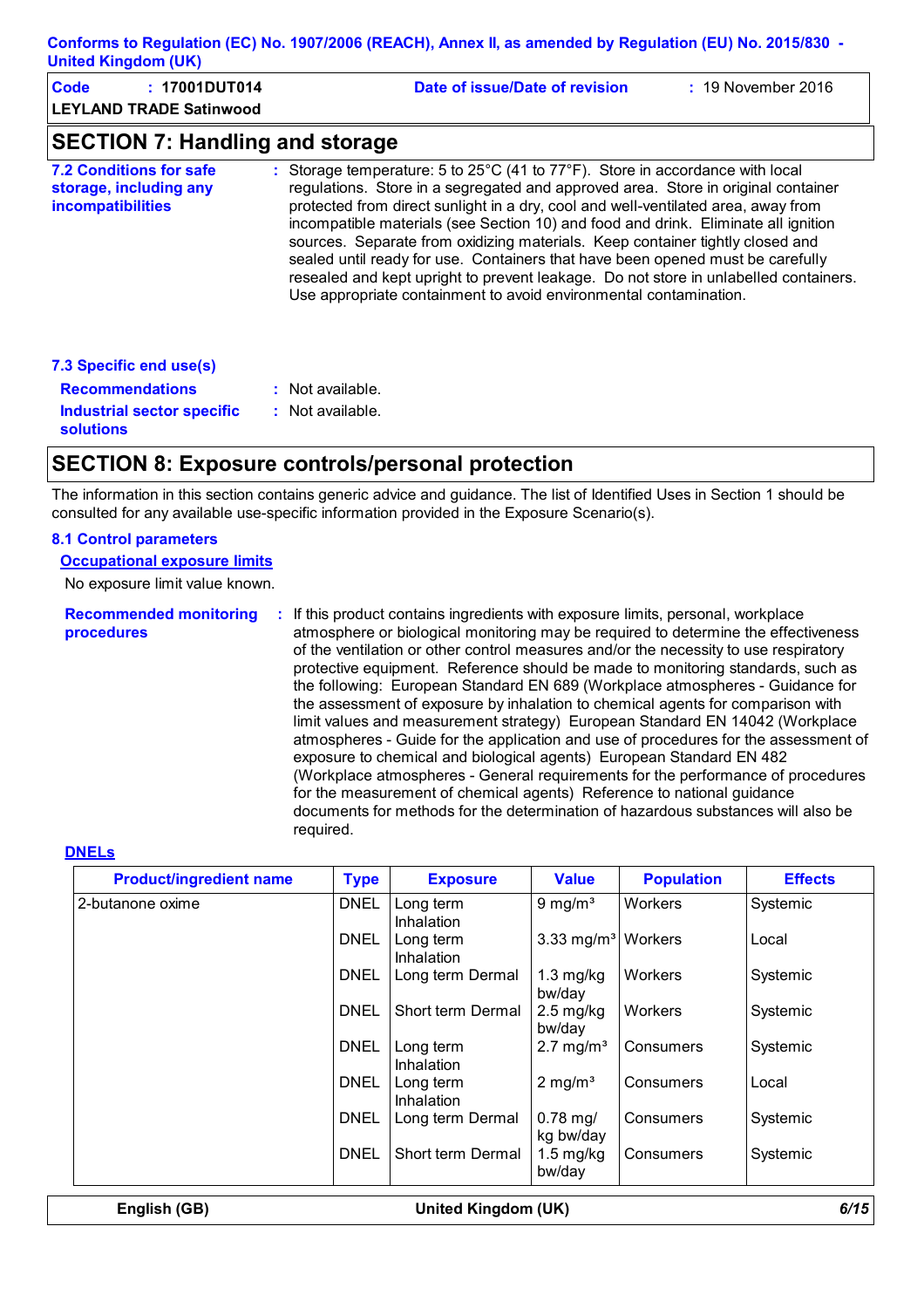## SECTION 7: Handling and storage

**7.2 Conditions for safe storage, including any incompatibilities** : Storage temperature: 5 to 25°C (41 to 77°F). Store in accordance with local regulations. Store in a segregated and approved area. Store in original container protected from direct sunlight in a dry, cool and well-ventilated area, away from incompatible materials (see Section 10) and food and drink. Eliminate all ignition sources. Separate from oxidizing materials. Keep container tightly closed and sealed until ready for use. Containers that have been opened must be carefully resealed and kept upright to prevent leakage. Do not store in unlabelled containers. Use appropriate containment to avoid environmental contamination.

**7.3 Specific end use(s)**

**Recommendations** : Not available.

**Industrial sector specific solutions** : Not available.

## SECTION 8: Exposure controls/personal protection

The information in this section contains generic advice and guidance. The list of Identified Uses in Section 1 should be consulted for any available use-specific information provided in the Exposure Scenario(s).

**8.1 Control parameters**

**Occupational exposure limits**

No exposure limit value known.

**Recommended monitoring procedures** : If this product contains ingredients with exposure limits, personal, workplace atmosphere or biological monitoring may be required to determine the effectiveness of the ventilation or other control measures and/or the necessity to use respiratory protective equipment. Reference should be made to monitoring standards, such as the following: European Standard EN 689 (Workplace atmospheres - Guidance for the assessment of exposure by inhalation to chemical agents for comparison with limit values and measurement strategy) European Standard EN 14042 (Workplace atmospheres - Guide for the application and use of procedures for the assessment of exposure to chemical and biological agents) European Standard EN 482 (Workplace atmospheres - General requirements for the performance of procedures for the measurement of chemical agents) Reference to national guidance documents for methods for the determination of hazardous substances will also be required.

**DNELs**

| Product/ingredient name | Type | Exposure | Value | Population | Effects |
|---|---|---|---|---|---|
| 2-butanone oxime | DNEL | Long term Inhalation | 9 mg/m³ | Workers | Systemic |
| | DNEL | Long term Inhalation | 3.33 mg/m³ | Workers | Local |
| | DNEL | Long term Dermal | 1.3 mg/kg bw/day | Workers | Systemic |
| | DNEL | Short term Dermal | 2.5 mg/kg bw/day | Workers | Systemic |
| | DNEL | Long term Inhalation | 2.7 mg/m³ | Consumers | Systemic |
| | DNEL | Long term Inhalation | 2 mg/m³ | Consumers | Local |
| | DNEL | Long term Dermal | 0.78 mg/kg bw/day | Consumers | Systemic |
| | DNEL | Short term Dermal | 1.5 mg/kg bw/day | Consumers | Systemic |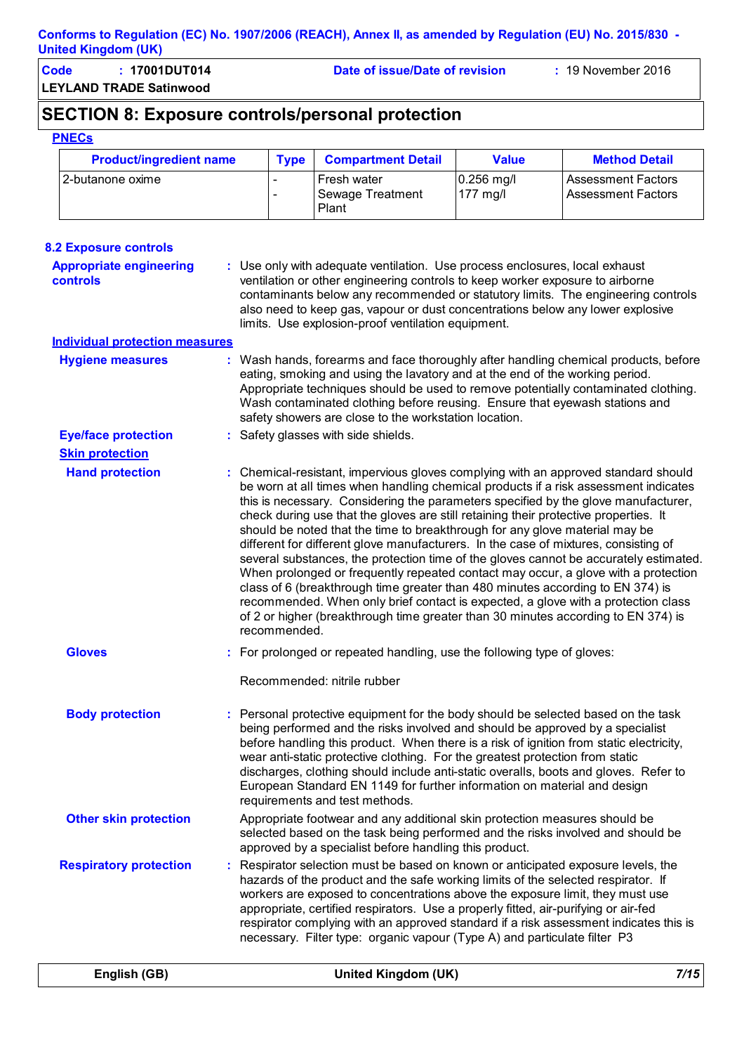## SECTION 8: Exposure controls/personal protection

**PNECs**

| Product/ingredient name | Type | Compartment Detail | Value | Method Detail |
|---|---|---|---|---|
| 2-butanone oxime | -<br>- | Fresh water<br>Sewage Treatment Plant | 0.256 mg/l<br>177 mg/l | Assessment Factors<br>Assessment Factors |

### 8.2 Exposure controls

**Appropriate engineering controls** : Use only with adequate ventilation. Use process enclosures, local exhaust ventilation or other engineering controls to keep worker exposure to airborne contaminants below any recommended or statutory limits. The engineering controls also need to keep gas, vapour or dust concentrations below any lower explosive limits. Use explosion-proof ventilation equipment.

**Individual protection measures**

**Hygiene measures** : Wash hands, forearms and face thoroughly after handling chemical products, before eating, smoking and using the lavatory and at the end of the working period. Appropriate techniques should be used to remove potentially contaminated clothing. Wash contaminated clothing before reusing. Ensure that eyewash stations and safety showers are close to the workstation location.

**Eye/face protection** : Safety glasses with side shields.

**Skin protection**

**Hand protection** : Chemical-resistant, impervious gloves complying with an approved standard should be worn at all times when handling chemical products if a risk assessment indicates this is necessary. Considering the parameters specified by the glove manufacturer, check during use that the gloves are still retaining their protective properties. It should be noted that the time to breakthrough for any glove material may be different for different glove manufacturers. In the case of mixtures, consisting of several substances, the protection time of the gloves cannot be accurately estimated. When prolonged or frequently repeated contact may occur, a glove with a protection class of 6 (breakthrough time greater than 480 minutes according to EN 374) is recommended. When only brief contact is expected, a glove with a protection class of 2 or higher (breakthrough time greater than 30 minutes according to EN 374) is recommended.

**Gloves** : For prolonged or repeated handling, use the following type of gloves:

Recommended: nitrile rubber

**Body protection** : Personal protective equipment for the body should be selected based on the task being performed and the risks involved and should be approved by a specialist before handling this product. When there is a risk of ignition from static electricity, wear anti-static protective clothing. For the greatest protection from static discharges, clothing should include anti-static overalls, boots and gloves. Refer to European Standard EN 1149 for further information on material and design requirements and test methods.

**Other skin protection** Appropriate footwear and any additional skin protection measures should be selected based on the task being performed and the risks involved and should be approved by a specialist before handling this product.

**Respiratory protection** : Respirator selection must be based on known or anticipated exposure levels, the hazards of the product and the safe working limits of the selected respirator. If workers are exposed to concentrations above the exposure limit, they must use appropriate, certified respirators. Use a properly fitted, air-purifying or air-fed respirator complying with an approved standard if a risk assessment indicates this is necessary. Filter type: organic vapour (Type A) and particulate filter P3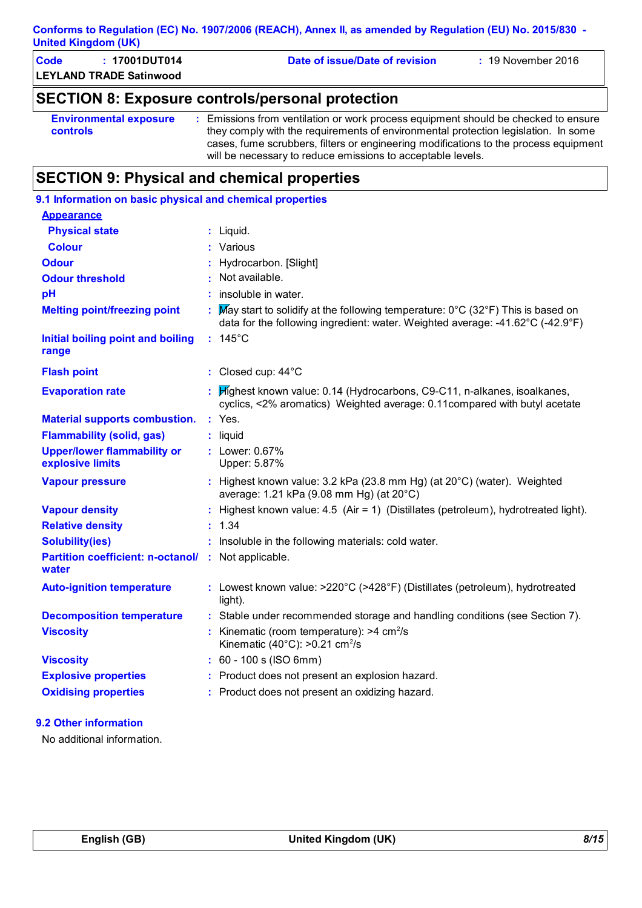## SECTION 8: Exposure controls/personal protection

| | |
|---|---|
| **Environmental exposure controls** | Emissions from ventilation or work process equipment should be checked to ensure they comply with the requirements of environmental protection legislation. In some cases, fume scrubbers, filters or engineering modifications to the process equipment will be necessary to reduce emissions to acceptable levels. |

## SECTION 9: Physical and chemical properties

### 9.1 Information on basic physical and chemical properties

| | |
|---|---|
| **Appearance** | |
| **Physical state** | Liquid. |
| **Colour** | Various |
| **Odour** | Hydrocarbon. [Slight] |
| **Odour threshold** | Not available. |
| **pH** | insoluble in water. |
| **Melting point/freezing point** | May start to solidify at the following temperature: 0°C (32°F) This is based on data for the following ingredient: water. Weighted average: -41.62°C (-42.9°F) |
| **Initial boiling point and boiling range** | 145°C |
| **Flash point** | Closed cup: 44°C |
| **Evaporation rate** | Highest known value: 0.14 (Hydrocarbons, C9-C11, n-alkanes, isoalkanes, cyclics, <2% aromatics) Weighted average: 0.11compared with butyl acetate |
| **Material supports combustion.** | Yes. |
| **Flammability (solid, gas)** | liquid |
| **Upper/lower flammability or explosive limits** | Lower: 0.67%<br>Upper: 5.87% |
| **Vapour pressure** | Highest known value: 3.2 kPa (23.8 mm Hg) (at 20°C) (water). Weighted average: 1.21 kPa (9.08 mm Hg) (at 20°C) |
| **Vapour density** | Highest known value: 4.5 (Air = 1) (Distillates (petroleum), hydrotreated light). |
| **Relative density** | 1.34 |
| **Solubility(ies)** | Insoluble in the following materials: cold water. |
| **Partition coefficient: n-octanol/ water** | Not applicable. |
| **Auto-ignition temperature** | Lowest known value: >220°C (>428°F) (Distillates (petroleum), hydrotreated light). |
| **Decomposition temperature** | Stable under recommended storage and handling conditions (see Section 7). |
| **Viscosity** | Kinematic (room temperature): >4 $cm^2/s$<br>Kinematic (40°C): >0.21 $cm^2/s$ |
| **Viscosity** | 60 - 100 s (ISO 6mm) |
| **Explosive properties** | Product does not present an explosion hazard. |
| **Oxidising properties** | Product does not present an oxidizing hazard. |

### 9.2 Other information

No additional information.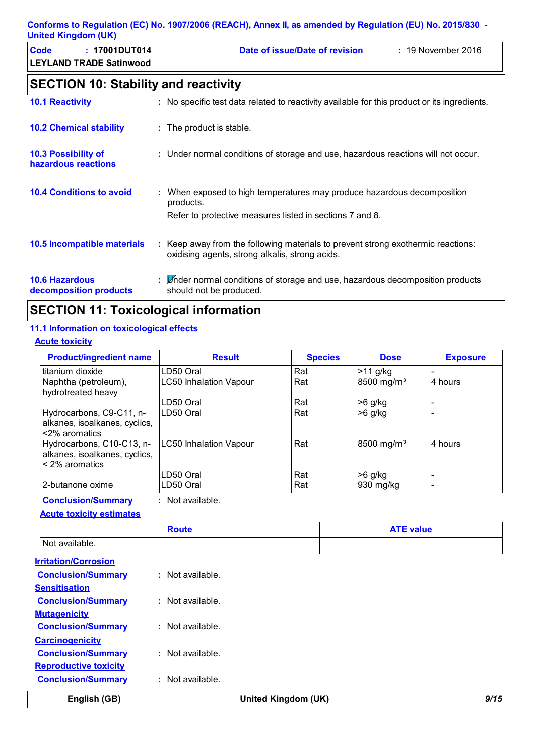Conforms to Regulation (EC) No. 1907/2006 (REACH), Annex II, as amended by Regulation (EU) No. 2015/830 - United Kingdom (UK)

| Code : 17001DUT014 | Date of issue/Date of revision : 19 November 2016 |
|---|---|
| LEYLAND TRADE Satinwood | |

## SECTION 10: Stability and reactivity

**10.1 Reactivity** : No specific test data related to reactivity available for this product or its ingredients.

**10.2 Chemical stability** : The product is stable.

**10.3 Possibility of hazardous reactions** : Under normal conditions of storage and use, hazardous reactions will not occur.

**10.4 Conditions to avoid** : When exposed to high temperatures may produce hazardous decomposition products.
Refer to protective measures listed in sections 7 and 8.

**10.5 Incompatible materials** : Keep away from the following materials to prevent strong exothermic reactions: oxidising agents, strong alkalis, strong acids.

**10.6 Hazardous decomposition products** : Under normal conditions of storage and use, hazardous decomposition products should not be produced.

## SECTION 11: Toxicological information

### 11.1 Information on toxicological effects

**Acute toxicity**

| Product/ingredient name | Result | Species | Dose | Exposure |
|---|---|---|---|---|
| titanium dioxide | LD50 Oral | Rat | >11 g/kg | - |
| Naphtha (petroleum), hydrotreated heavy | LC50 Inhalation Vapour | Rat | 8500 mg/m³ | 4 hours |
| | LD50 Oral | Rat | >6 g/kg | - |
| Hydrocarbons, C9-C11, n-alkanes, isoalkanes, cyclics, <2% aromatics | LD50 Oral | Rat | >6 g/kg | - |
| Hydrocarbons, C10-C13, n-alkanes, isoalkanes, cyclics, < 2% aromatics | LC50 Inhalation Vapour | Rat | 8500 mg/m³ | 4 hours |
| | LD50 Oral | Rat | >6 g/kg | - |
| 2-butanone oxime | LD50 Oral | Rat | 930 mg/kg | - |

**Conclusion/Summary** : Not available.

**Acute toxicity estimates**

| Route | ATE value |
|---|---|
| Not available. | |

**Irritation/Corrosion**

**Conclusion/Summary** : Not available.

**Sensitisation**

**Conclusion/Summary** : Not available.

**Mutagenicity**

**Conclusion/Summary** : Not available.

**Carcinogenicity**

**Conclusion/Summary** : Not available.

**Reproductive toxicity**

**Conclusion/Summary** : Not available.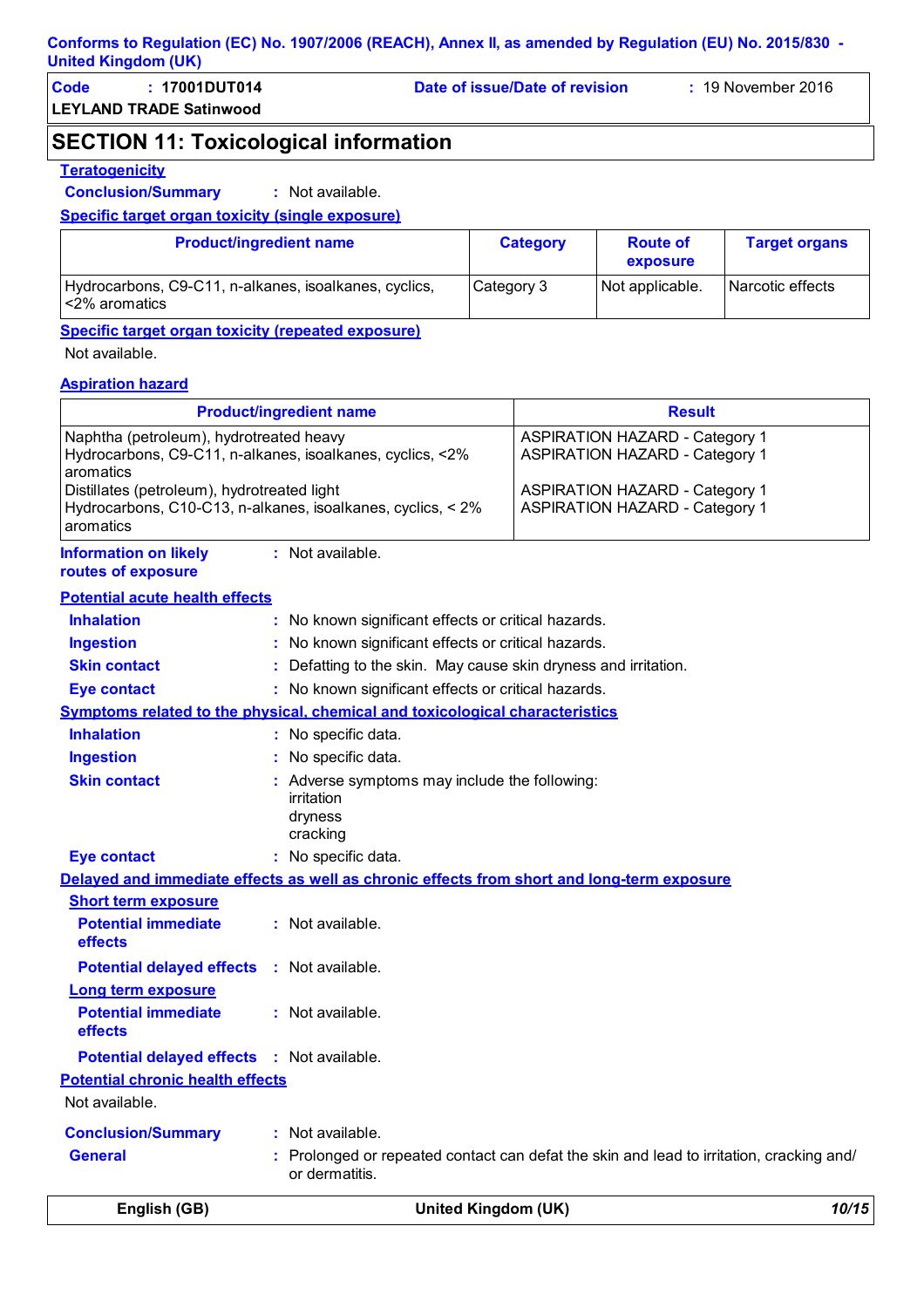## SECTION 11: Toxicological information

**Teratogenicity**

**Conclusion/Summary** : Not available.

**Specific target organ toxicity (single exposure)**

| Product/ingredient name | Category | Route of exposure | Target organs |
|---|---|---|---|
| Hydrocarbons, C9-C11, n-alkanes, isoalkanes, cyclics, <2% aromatics | Category 3 | Not applicable. | Narcotic effects |

**Specific target organ toxicity (repeated exposure)**

Not available.

**Aspiration hazard**

| Product/ingredient name | Result |
|---|---|
| Naphtha (petroleum), hydrotreated heavy | ASPIRATION HAZARD - Category 1 |
| Hydrocarbons, C9-C11, n-alkanes, isoalkanes, cyclics, <2% aromatics | ASPIRATION HAZARD - Category 1 |
| Distillates (petroleum), hydrotreated light | ASPIRATION HAZARD - Category 1 |
| Hydrocarbons, C10-C13, n-alkanes, isoalkanes, cyclics, < 2% aromatics | ASPIRATION HAZARD - Category 1 |

**Information on likely routes of exposure** : Not available.

**Potential acute health effects**

**Inhalation** : No known significant effects or critical hazards.

**Ingestion** : No known significant effects or critical hazards.

**Skin contact** : Defatting to the skin. May cause skin dryness and irritation.

**Eye contact** : No known significant effects or critical hazards.

**Symptoms related to the physical, chemical and toxicological characteristics**

**Inhalation** : No specific data.

**Ingestion** : No specific data.

**Skin contact** : Adverse symptoms may include the following:
irritation
dryness
cracking

**Eye contact** : No specific data.

**Delayed and immediate effects as well as chronic effects from short and long-term exposure**

**Short term exposure**

**Potential immediate effects** : Not available.

**Potential delayed effects** : Not available.

**Long term exposure**

**Potential immediate effects** : Not available.

**Potential delayed effects** : Not available.

**Potential chronic health effects**

Not available.

**Conclusion/Summary** : Not available.

**General** : Prolonged or repeated contact can defat the skin and lead to irritation, cracking and/or dermatitis.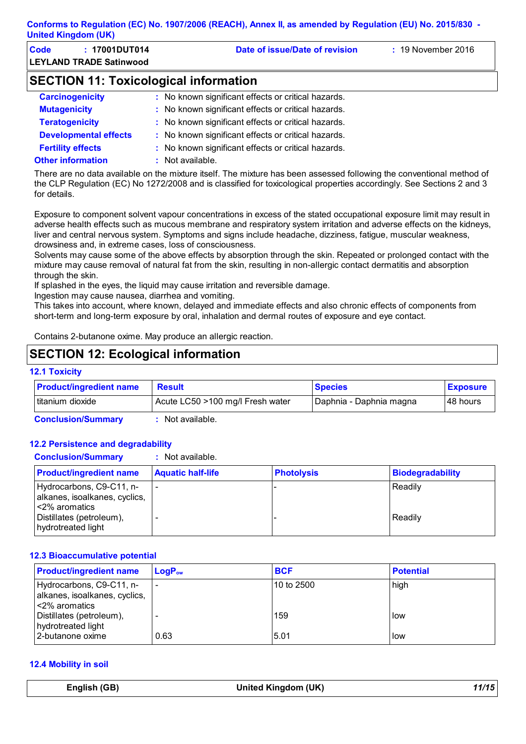## SECTION 11: Toxicological information

**Carcinogenicity** : No known significant effects or critical hazards.

**Mutagenicity** : No known significant effects or critical hazards.

**Teratogenicity** : No known significant effects or critical hazards.

**Developmental effects** : No known significant effects or critical hazards.

**Fertility effects** : No known significant effects or critical hazards.

**Other information** : Not available.

There are no data available on the mixture itself. The mixture has been assessed following the conventional method of the CLP Regulation (EC) No 1272/2008 and is classified for toxicological properties accordingly. See Sections 2 and 3 for details.

Exposure to component solvent vapour concentrations in excess of the stated occupational exposure limit may result in adverse health effects such as mucous membrane and respiratory system irritation and adverse effects on the kidneys, liver and central nervous system. Symptoms and signs include headache, dizziness, fatigue, muscular weakness, drowsiness and, in extreme cases, loss of consciousness.
Solvents may cause some of the above effects by absorption through the skin. Repeated or prolonged contact with the mixture may cause removal of natural fat from the skin, resulting in non-allergic contact dermatitis and absorption through the skin.
If splashed in the eyes, the liquid may cause irritation and reversible damage.
Ingestion may cause nausea, diarrhea and vomiting.
This takes into account, where known, delayed and immediate effects and also chronic effects of components from short-term and long-term exposure by oral, inhalation and dermal routes of exposure and eye contact.

Contains 2-butanone oxime. May produce an allergic reaction.

## SECTION 12: Ecological information

### 12.1 Toxicity

| Product/ingredient name | Result | Species | Exposure |
|---|---|---|---|
| titanium dioxide | Acute LC50 >100 mg/l Fresh water | Daphnia - Daphnia magna | 48 hours |

**Conclusion/Summary** : Not available.

### 12.2 Persistence and degradability

**Conclusion/Summary** : Not available.

| Product/ingredient name | Aquatic half-life | Photolysis | Biodegradability |
|---|---|---|---|
| Hydrocarbons, C9-C11, n-alkanes, isoalkanes, cyclics, <2% aromatics | - | - | Readily |
| Distillates (petroleum), hydrotreated light | - | - | Readily |

### 12.3 Bioaccumulative potential

| Product/ingredient name | $LogP_{ow}$ | BCF | Potential |
|---|---|---|---|
| Hydrocarbons, C9-C11, n-alkanes, isoalkanes, cyclics, <2% aromatics | - | 10 to 2500 | high |
| Distillates (petroleum), hydrotreated light | - | 159 | low |
| 2-butanone oxime | 0.63 | 5.01 | low |

### 12.4 Mobility in soil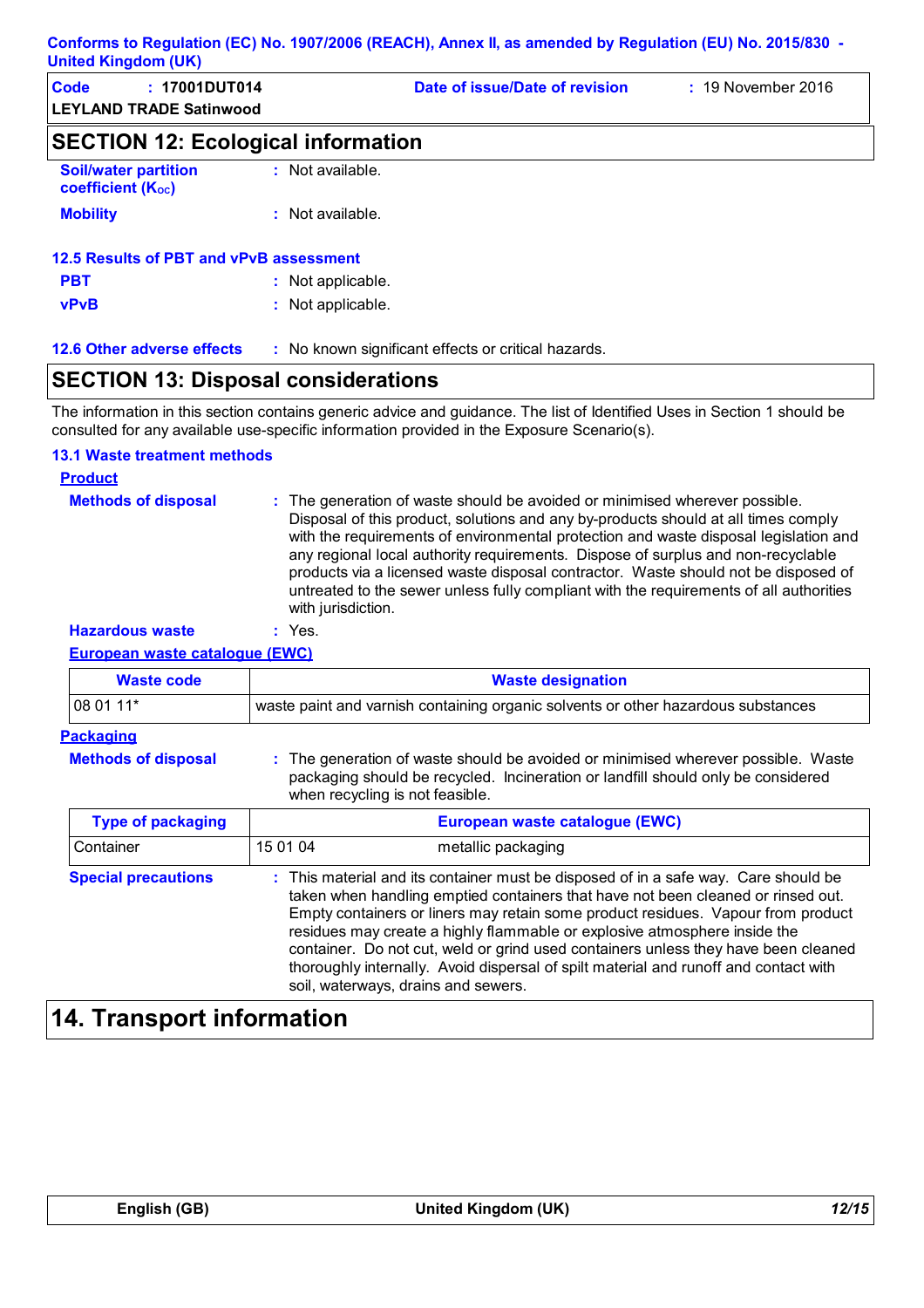## SECTION 12: Ecological information

**Soil/water partition coefficient ($K_{OC}$)** : Not available.

**Mobility** : Not available.

### 12.5 Results of PBT and vPvB assessment

**PBT** : Not applicable.

**vPvB** : Not applicable.

### 12.6 Other adverse effects

: No known significant effects or critical hazards.

## SECTION 13: Disposal considerations

The information in this section contains generic advice and guidance. The list of Identified Uses in Section 1 should be consulted for any available use-specific information provided in the Exposure Scenario(s).

### 13.1 Waste treatment methods

**Product**

**Methods of disposal** : The generation of waste should be avoided or minimised wherever possible. Disposal of this product, solutions and any by-products should at all times comply with the requirements of environmental protection and waste disposal legislation and any regional local authority requirements. Dispose of surplus and non-recyclable products via a licensed waste disposal contractor. Waste should not be disposed of untreated to the sewer unless fully compliant with the requirements of all authorities with jurisdiction.

**Hazardous waste** : Yes.

**European waste catalogue (EWC)**

| Waste code | Waste designation |
|---|---|
| 08 01 11* | waste paint and varnish containing organic solvents or other hazardous substances |

**Packaging**

**Methods of disposal** : The generation of waste should be avoided or minimised wherever possible. Waste packaging should be recycled. Incineration or landfill should only be considered when recycling is not feasible.

| Type of packaging | European waste catalogue (EWC) | |
|---|---|---|
| Container | 15 01 04 | metallic packaging |

**Special precautions** : This material and its container must be disposed of in a safe way. Care should be taken when handling emptied containers that have not been cleaned or rinsed out. Empty containers or liners may retain some product residues. Vapour from product residues may create a highly flammable or explosive atmosphere inside the container. Do not cut, weld or grind used containers unless they have been cleaned thoroughly internally. Avoid dispersal of spilt material and runoff and contact with soil, waterways, drains and sewers.

## 14. Transport information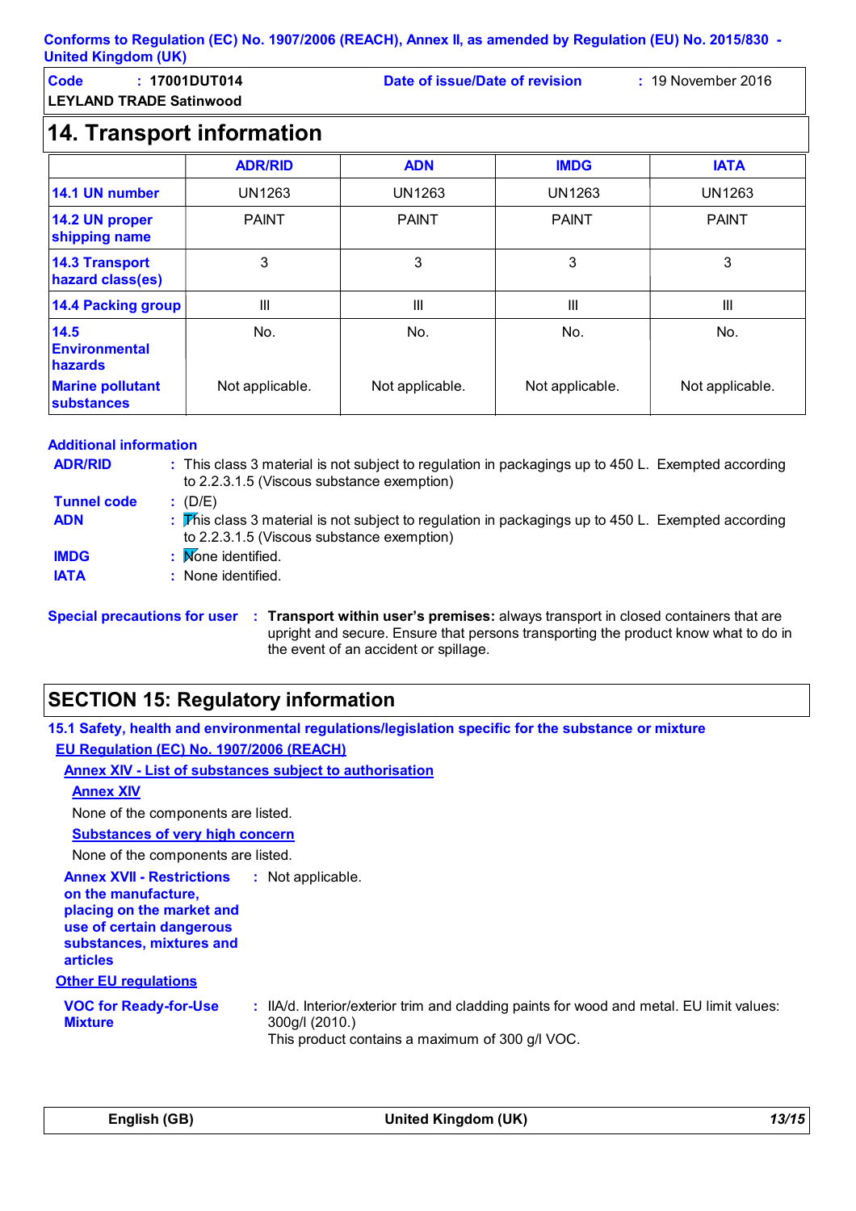Conforms to Regulation (EC) No. 1907/2006 (REACH), Annex II, as amended by Regulation (EU) No. 2015/830 - United Kingdom (UK)

| | |
|---|---|
| **Code** : 17001DUT014 | **Date of issue/Date of revision** : 19 November 2016 |
| **LEYLAND TRADE Satinwood** | |

# 14. Transport information

| | ADR/RID | ADN | IMDG | IATA |
|---|---|---|---|---|
| **14.1 UN number** | UN1263 | UN1263 | UN1263 | UN1263 |
| **14.2 UN proper shipping name** | PAINT | PAINT | PAINT | PAINT |
| **14.3 Transport hazard class(es)** | 3 | 3 | 3 | 3 |
| **14.4 Packing group** | III | III | III | III |
| **14.5 Environmental hazards** | No. | No. | No. | No. |
| **Marine pollutant substances** | Not applicable. | Not applicable. | Not applicable. | Not applicable. |

**Additional information**

**ADR/RID** : This class 3 material is not subject to regulation in packagings up to 450 L. Exempted according to 2.2.3.1.5 (Viscous substance exemption)

**Tunnel code** : (D/E)

**ADN** : This class 3 material is not subject to regulation in packagings up to 450 L. Exempted according to 2.2.3.1.5 (Viscous substance exemption)

**IMDG** : None identified.

**IATA** : None identified.

**Special precautions for user** : **Transport within user's premises:** always transport in closed containers that are upright and secure. Ensure that persons transporting the product know what to do in the event of an accident or spillage.

# SECTION 15: Regulatory information

**15.1 Safety, health and environmental regulations/legislation specific for the substance or mixture**

**EU Regulation (EC) No. 1907/2006 (REACH)**

**Annex XIV - List of substances subject to authorisation**

**Annex XIV**

None of the components are listed.

**Substances of very high concern**

None of the components are listed.

**Annex XVII - Restrictions on the manufacture, placing on the market and use of certain dangerous substances, mixtures and articles** : Not applicable.

**Other EU regulations**

**VOC for Ready-for-Use Mixture** : IIA/d. Interior/exterior trim and cladding paints for wood and metal. EU limit values: 300g/l (2010.)
This product contains a maximum of 300 g/l VOC.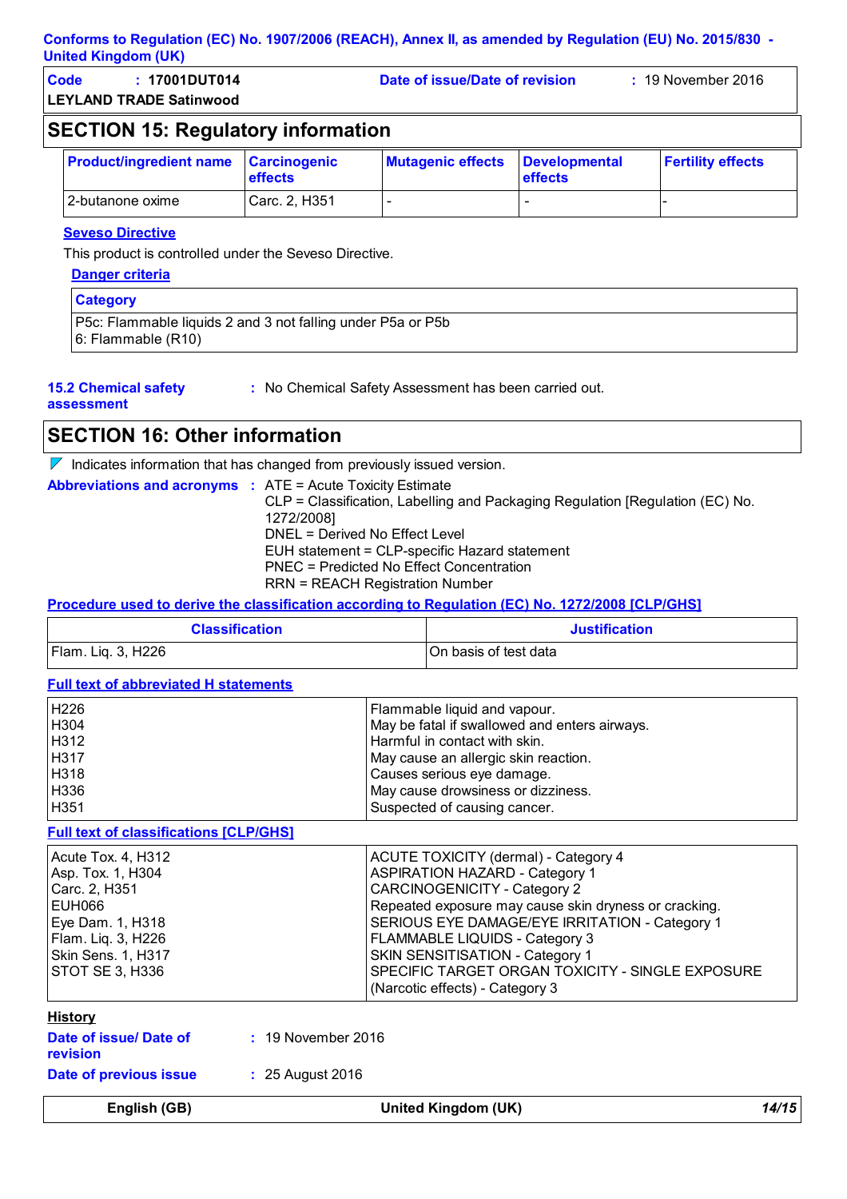## SECTION 15: Regulatory information

| Product/ingredient name | Carcinogenic effects | Mutagenic effects | Developmental effects | Fertility effects |
|---|---|---|---|---|
| 2-butanone oxime | Carc. 2, H351 | - | - | - |

**Seveso Directive**

This product is controlled under the Seveso Directive.

**Danger criteria**

| Category |
|---|
| P5c: Flammable liquids 2 and 3 not falling under P5a or P5b<br>6: Flammable (R10) |

**15.2 Chemical safety assessment** : No Chemical Safety Assessment has been carried out.

## SECTION 16: Other information

Indicates information that has changed from previously issued version.

**Abbreviations and acronyms** : ATE = Acute Toxicity Estimate
CLP = Classification, Labelling and Packaging Regulation [Regulation (EC) No. 1272/2008]
DNEL = Derived No Effect Level
EUH statement = CLP-specific Hazard statement
PNEC = Predicted No Effect Concentration
RRN = REACH Registration Number

**Procedure used to derive the classification according to Regulation (EC) No. 1272/2008 [CLP/GHS]**

| Classification | Justification |
|---|---|
| Flam. Liq. 3, H226 | On basis of test data |

**Full text of abbreviated H statements**

| | |
|---|---|
| H226 | Flammable liquid and vapour. |
| H304 | May be fatal if swallowed and enters airways. |
| H312 | Harmful in contact with skin. |
| H317 | May cause an allergic skin reaction. |
| H318 | Causes serious eye damage. |
| H336 | May cause drowsiness or dizziness. |
| H351 | Suspected of causing cancer. |

**Full text of classifications [CLP/GHS]**

| | |
|---|---|
| Acute Tox. 4, H312 | ACUTE TOXICITY (dermal) - Category 4 |
| Asp. Tox. 1, H304 | ASPIRATION HAZARD - Category 1 |
| Carc. 2, H351 | CARCINOGENICITY - Category 2 |
| EUH066 | Repeated exposure may cause skin dryness or cracking. |
| Eye Dam. 1, H318 | SERIOUS EYE DAMAGE/EYE IRRITATION - Category 1 |
| Flam. Liq. 3, H226 | FLAMMABLE LIQUIDS - Category 3 |
| Skin Sens. 1, H317 | SKIN SENSITISATION - Category 1 |
| STOT SE 3, H336 | SPECIFIC TARGET ORGAN TOXICITY - SINGLE EXPOSURE (Narcotic effects) - Category 3 |

**History**

**Date of issue/ Date of revision** : 19 November 2016

**Date of previous issue** : 25 August 2016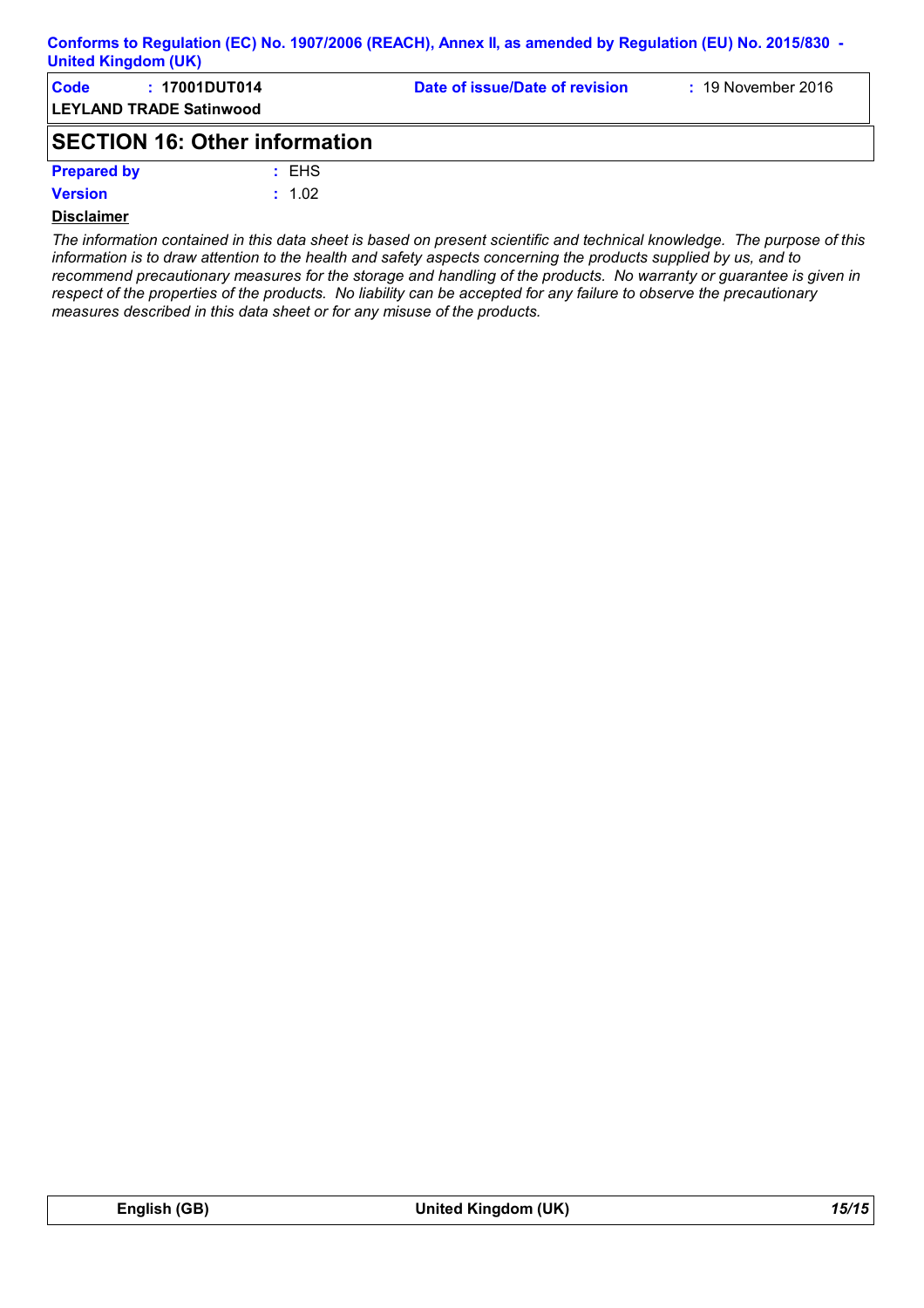## SECTION 16: Other information

**Prepared by** : EHS

**Version** : 1.02

**Disclaimer**

*The information contained in this data sheet is based on present scientific and technical knowledge. The purpose of this information is to draw attention to the health and safety aspects concerning the products supplied by us, and to recommend precautionary measures for the storage and handling of the products. No warranty or guarantee is given in respect of the properties of the products. No liability can be accepted for any failure to observe the precautionary measures described in this data sheet or for any misuse of the products.*